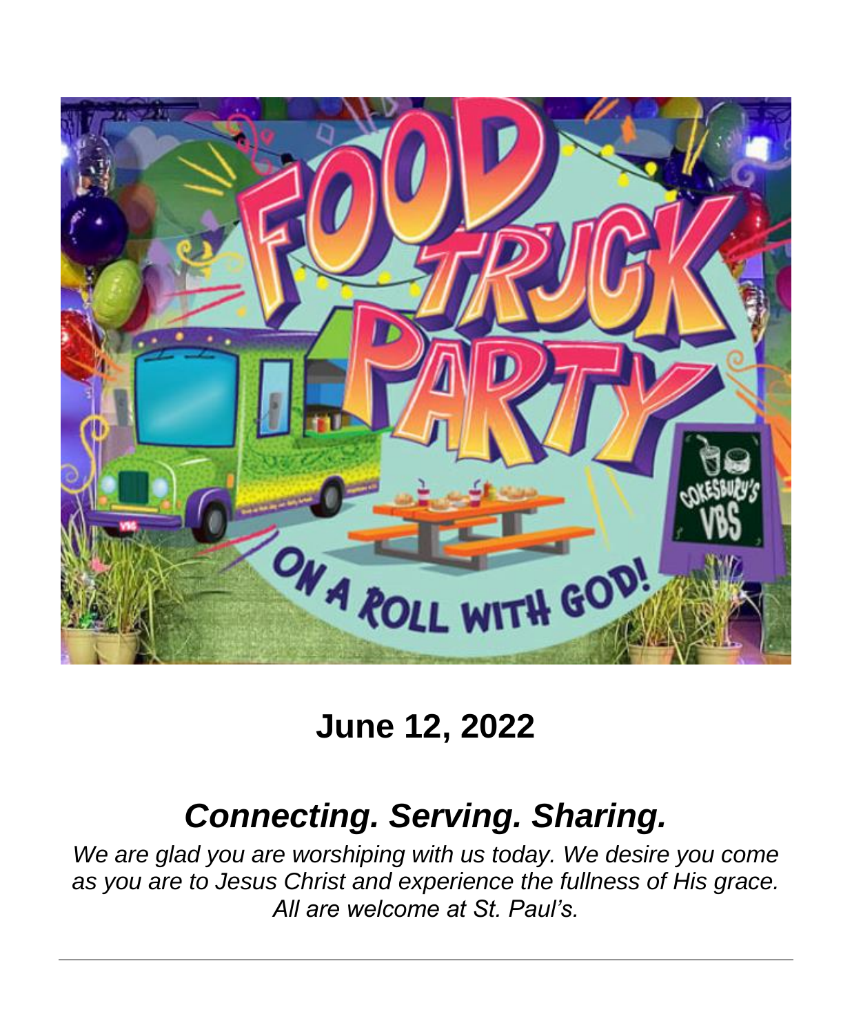# June 12, 2022

## *Connecting. Serving. Sharing.*

*We are glad you are worshiping with us today. We desire you come as you are to Jesus Christ and experience the fullness of His grace. All are welcome at St. Paul's.*

---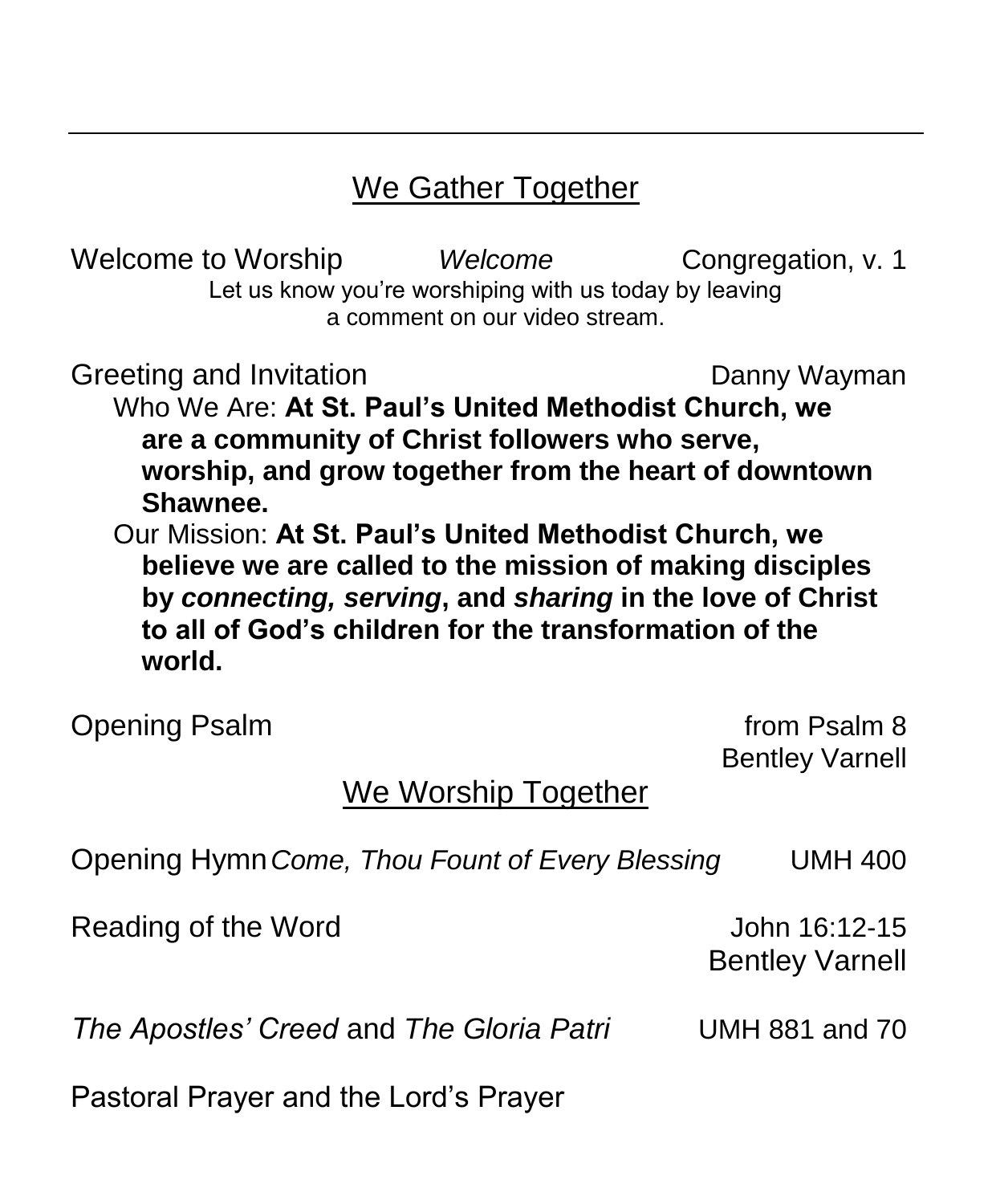---

## We Gather Together

Welcome to Worship *Welcome* Congregation, v. 1

Let us know you're worshiping with us today by leaving a comment on our video stream.

Greeting and Invitation Danny Wayman

Who We Are: **At St. Paul's United Methodist Church, we are a community of Christ followers who serve, worship, and grow together from the heart of downtown Shawnee.**

Our Mission: **At St. Paul's United Methodist Church, we believe we are called to the mission of making disciples by *connecting, serving*, and *sharing* in the love of Christ to all of God's children for the transformation of the world.**

Opening Psalm from Psalm 8
Bentley Varnell

## We Worship Together

Opening Hymn *Come, Thou Fount of Every Blessing* UMH 400

Reading of the Word John 16:12-15
Bentley Varnell

*The Apostles' Creed* and *The Gloria Patri* UMH 881 and 70

Pastoral Prayer and the Lord's Prayer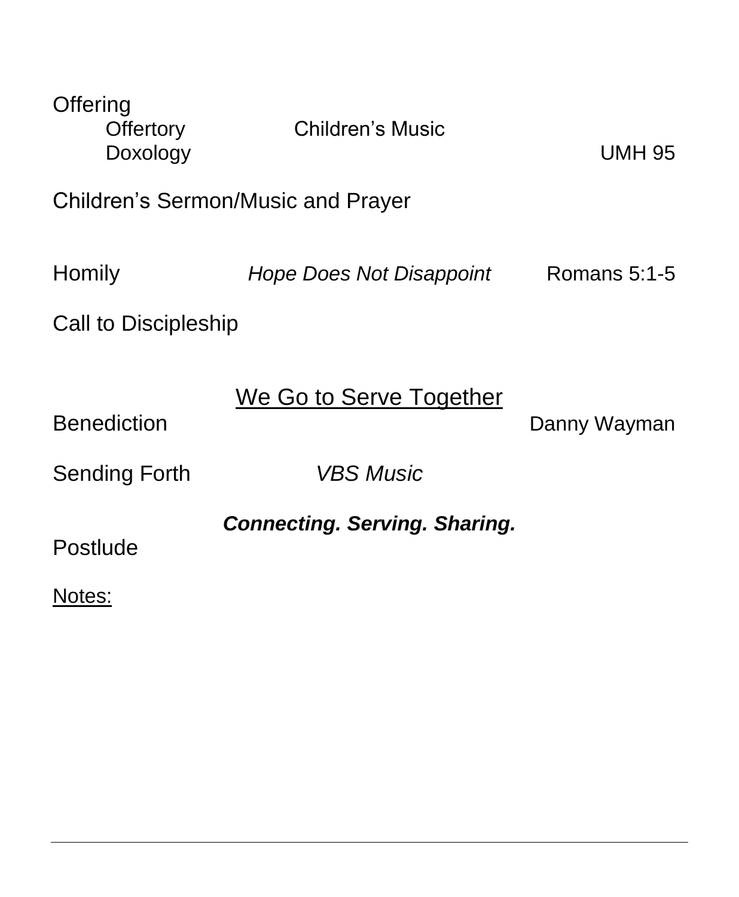Offering

Offertory — Children's Music

Doxology — UMH 95

Children's Sermon/Music and Prayer

Homily — *Hope Does Not Disappoint* — Romans 5:1-5

Call to Discipleship

## <u>We Go to Serve Together</u>

Benediction — Danny Wayman

Sending Forth — *VBS Music*

***Connecting. Serving. Sharing.***

Postlude

<u>Notes:</u>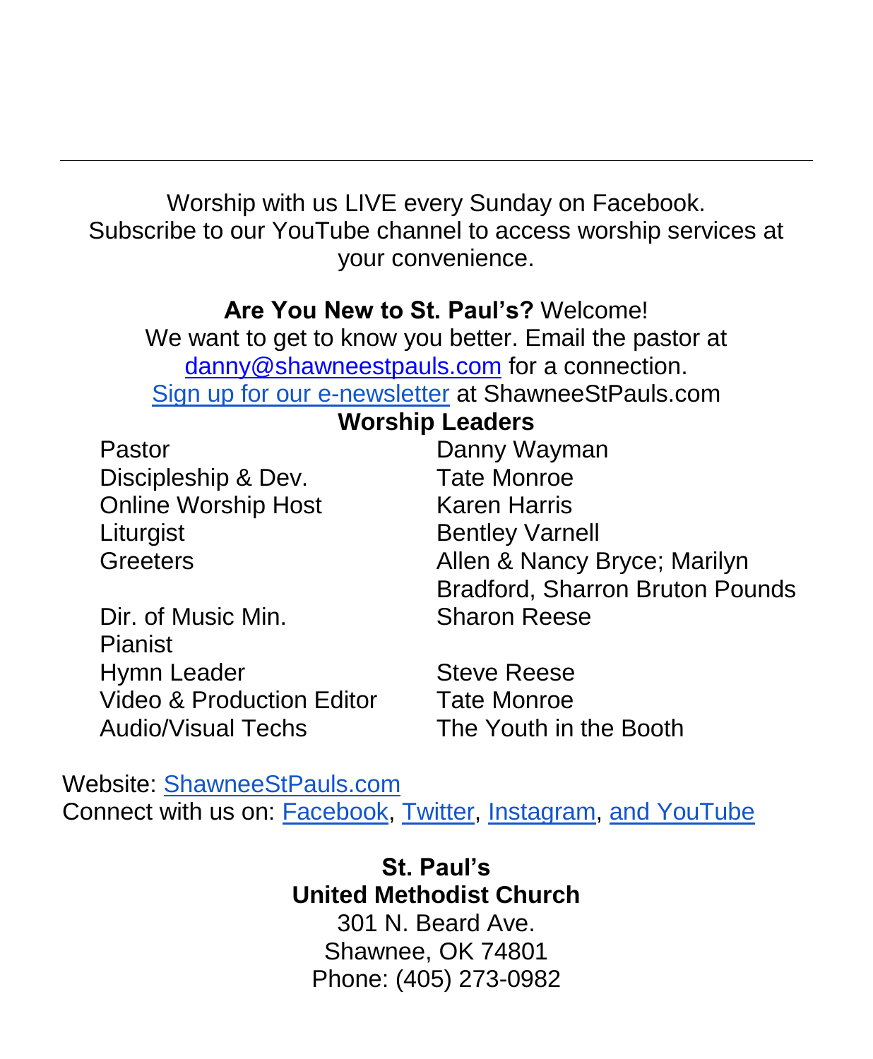---

Worship with us LIVE every Sunday on Facebook.
Subscribe to our YouTube channel to access worship services at your convenience.

**Are You New to St. Paul's?** Welcome!
We want to get to know you better. Email the pastor at danny@shawneestpauls.com for a connection.
Sign up for our e-newsletter at ShawneeStPauls.com

**Worship Leaders**

| | |
|---|---|
| Pastor | Danny Wayman |
| Discipleship & Dev. | Tate Monroe |
| Online Worship Host | Karen Harris |
| Liturgist | Bentley Varnell |
| Greeters | Allen & Nancy Bryce; Marilyn Bradford, Sharron Bruton Pounds |
| Dir. of Music Min. | Sharon Reese |
| Pianist | |
| Hymn Leader | Steve Reese |
| Video & Production Editor | Tate Monroe |
| Audio/Visual Techs | The Youth in the Booth |

Website: ShawneeStPauls.com
Connect with us on: Facebook, Twitter, Instagram, and YouTube

**St. Paul's**
**United Methodist Church**
301 N. Beard Ave.
Shawnee, OK 74801
Phone: (405) 273-0982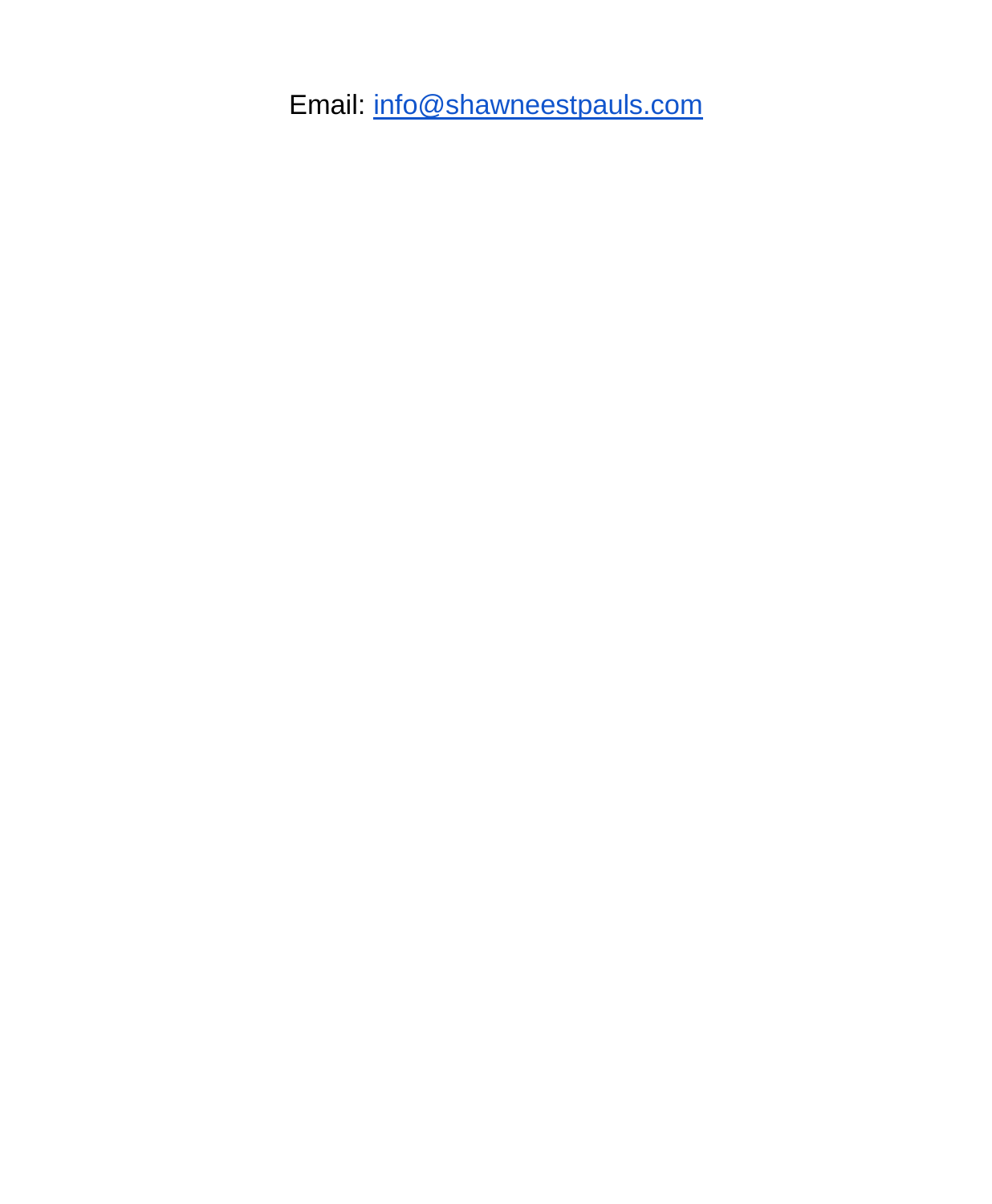Email: [info@shawneestpauls.com](mailto:info@shawneestpauls.com)